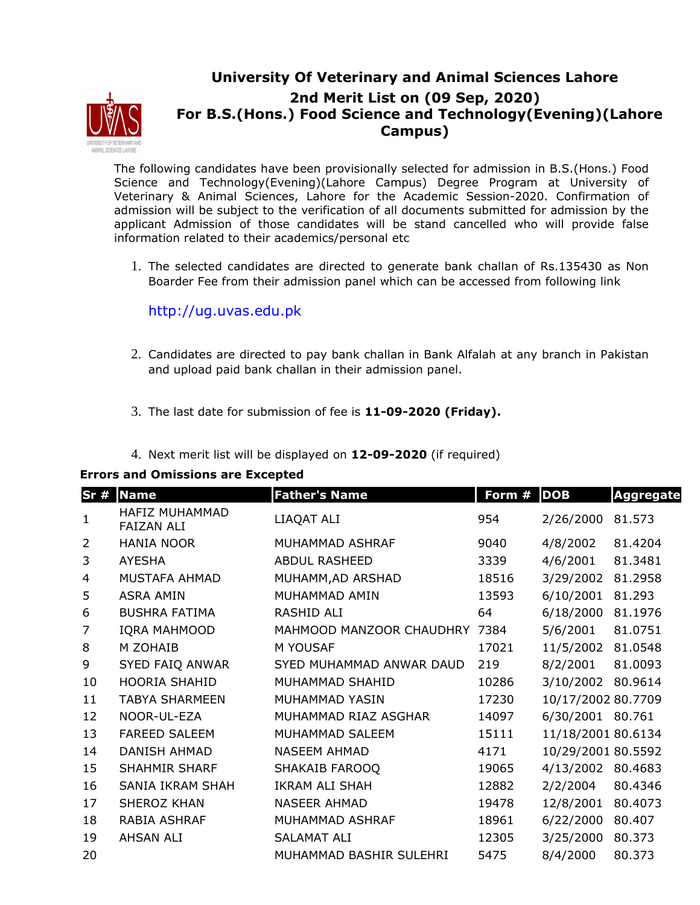# University Of Veterinary and Animal Sciences Lahore

## 2nd Merit List on (09 Sep, 2020)

## For B.S.(Hons.) Food Science and Technology(Evening)(Lahore Campus)

The following candidates have been provisionally selected for admission in B.S.(Hons.) Food Science and Technology(Evening)(Lahore Campus) Degree Program at University of Veterinary & Animal Sciences, Lahore for the Academic Session-2020. Confirmation of admission will be subject to the verification of all documents submitted for admission by the applicant Admission of those candidates will be stand cancelled who will provide false information related to their academics/personal etc

1. The selected candidates are directed to generate bank challan of Rs.135430 as Non Boarder Fee from their admission panel which can be accessed from following link

   http://ug.uvas.edu.pk

2. Candidates are directed to pay bank challan in Bank Alfalah at any branch in Pakistan and upload paid bank challan in their admission panel.

3. The last date for submission of fee is **11-09-2020 (Friday).**

4. Next merit list will be displayed on **12-09-2020** (if required)

**Errors and Omissions are Excepted**

| Sr # | Name | Father's Name | Form # | DOB | Aggregate |
|---|---|---|---|---|---|
| 1 | HAFIZ MUHAMMAD FAIZAN ALI | LIAQAT ALI | 954 | 2/26/2000 | 81.573 |
| 2 | HANIA NOOR | MUHAMMAD ASHRAF | 9040 | 4/8/2002 | 81.4204 |
| 3 | AYESHA | ABDUL RASHEED | 3339 | 4/6/2001 | 81.3481 |
| 4 | MUSTAFA AHMAD | MUHAMM,AD ARSHAD | 18516 | 3/29/2002 | 81.2958 |
| 5 | ASRA AMIN | MUHAMMAD AMIN | 13593 | 6/10/2001 | 81.293 |
| 6 | BUSHRA FATIMA | RASHID ALI | 64 | 6/18/2000 | 81.1976 |
| 7 | IQRA MAHMOOD | MAHMOOD MANZOOR CHAUDHRY | 7384 | 5/6/2001 | 81.0751 |
| 8 | M ZOHAIB | M YOUSAF | 17021 | 11/5/2002 | 81.0548 |
| 9 | SYED FAIQ ANWAR | SYED MUHAMMAD ANWAR DAUD | 219 | 8/2/2001 | 81.0093 |
| 10 | HOORIA SHAHID | MUHAMMAD SHAHID | 10286 | 3/10/2002 | 80.9614 |
| 11 | TABYA SHARMEEN | MUHAMMAD YASIN | 17230 | 10/17/2002 | 80.7709 |
| 12 | NOOR-UL-EZA | MUHAMMAD RIAZ ASGHAR | 14097 | 6/30/2001 | 80.761 |
| 13 | FAREED SALEEM | MUHAMMAD SALEEM | 15111 | 11/18/2001 | 80.6134 |
| 14 | DANISH AHMAD | NASEEM AHMAD | 4171 | 10/29/2001 | 80.5592 |
| 15 | SHAHMIR SHARF | SHAKAIB FAROOQ | 19065 | 4/13/2002 | 80.4683 |
| 16 | SANIA IKRAM SHAH | IKRAM ALI SHAH | 12882 | 2/2/2004 | 80.4346 |
| 17 | SHEROZ KHAN | NASEER AHMAD | 19478 | 12/8/2001 | 80.4073 |
| 18 | RABIA ASHRAF | MUHAMMAD ASHRAF | 18961 | 6/22/2000 | 80.407 |
| 19 | AHSAN ALI | SALAMAT ALI | 12305 | 3/25/2000 | 80.373 |
| 20 | | MUHAMMAD BASHIR SULEHRI | 5475 | 8/4/2000 | 80.373 |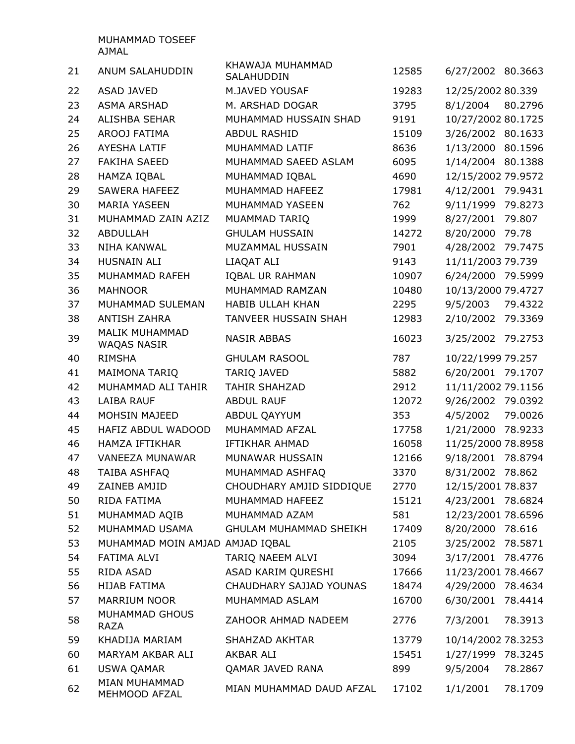| | | | | | |
|---|---|---|---|---|---|
| | MUHAMMAD TOSEEF AJMAL | | | | |
| 21 | ANUM SALAHUDDIN | KHAWAJA MUHAMMAD SALAHUDDIN | 12585 | 6/27/2002 | 80.3663 |
| 22 | ASAD JAVED | M.JAVED YOUSAF | 19283 | 12/25/2002 | 80.339 |
| 23 | ASMA ARSHAD | M. ARSHAD DOGAR | 3795 | 8/1/2004 | 80.2796 |
| 24 | ALISHBA SEHAR | MUHAMMAD HUSSAIN SHAD | 9191 | 10/27/2002 | 80.1725 |
| 25 | AROOJ FATIMA | ABDUL RASHID | 15109 | 3/26/2002 | 80.1633 |
| 26 | AYESHA LATIF | MUHAMMAD LATIF | 8636 | 1/13/2000 | 80.1596 |
| 27 | FAKIHA SAEED | MUHAMMAD SAEED ASLAM | 6095 | 1/14/2004 | 80.1388 |
| 28 | HAMZA IQBAL | MUHAMMAD IQBAL | 4690 | 12/15/2002 | 79.9572 |
| 29 | SAWERA HAFEEZ | MUHAMMAD HAFEEZ | 17981 | 4/12/2001 | 79.9431 |
| 30 | MARIA YASEEN | MUHAMMAD YASEEN | 762 | 9/11/1999 | 79.8273 |
| 31 | MUHAMMAD ZAIN AZIZ | MUAMMAD TARIQ | 1999 | 8/27/2001 | 79.807 |
| 32 | ABDULLAH | GHULAM HUSSAIN | 14272 | 8/20/2000 | 79.78 |
| 33 | NIHA KANWAL | MUZAMMAL HUSSAIN | 7901 | 4/28/2002 | 79.7475 |
| 34 | HUSNAIN ALI | LIAQAT ALI | 9143 | 11/11/2003 | 79.739 |
| 35 | MUHAMMAD RAFEH | IQBAL UR RAHMAN | 10907 | 6/24/2000 | 79.5999 |
| 36 | MAHNOOR | MUHAMMAD RAMZAN | 10480 | 10/13/2000 | 79.4727 |
| 37 | MUHAMMAD SULEMAN | HABIB ULLAH KHAN | 2295 | 9/5/2003 | 79.4322 |
| 38 | ANTISH ZAHRA | TANVEER HUSSAIN SHAH | 12983 | 2/10/2002 | 79.3369 |
| 39 | MALIK MUHAMMAD WAQAS NASIR | NASIR ABBAS | 16023 | 3/25/2002 | 79.2753 |
| 40 | RIMSHA | GHULAM RASOOL | 787 | 10/22/1999 | 79.257 |
| 41 | MAIMONA TARIQ | TARIQ JAVED | 5882 | 6/20/2001 | 79.1707 |
| 42 | MUHAMMAD ALI TAHIR | TAHIR SHAHZAD | 2912 | 11/11/2002 | 79.1156 |
| 43 | LAIBA RAUF | ABDUL RAUF | 12072 | 9/26/2002 | 79.0392 |
| 44 | MOHSIN MAJEED | ABDUL QAYYUM | 353 | 4/5/2002 | 79.0026 |
| 45 | HAFIZ ABDUL WADOOD | MUHAMMAD AFZAL | 17758 | 1/21/2000 | 78.9233 |
| 46 | HAMZA IFTIKHAR | IFTIKHAR AHMAD | 16058 | 11/25/2000 | 78.8958 |
| 47 | VANEEZA MUNAWAR | MUNAWAR HUSSAIN | 12166 | 9/18/2001 | 78.8794 |
| 48 | TAIBA ASHFAQ | MUHAMMAD ASHFAQ | 3370 | 8/31/2002 | 78.862 |
| 49 | ZAINEB AMJID | CHOUDHARY AMJID SIDDIQUE | 2770 | 12/15/2001 | 78.837 |
| 50 | RIDA FATIMA | MUHAMMAD HAFEEZ | 15121 | 4/23/2001 | 78.6824 |
| 51 | MUHAMMAD AQIB | MUHAMMAD AZAM | 581 | 12/23/2001 | 78.6596 |
| 52 | MUHAMMAD USAMA | GHULAM MUHAMMAD SHEIKH | 17409 | 8/20/2000 | 78.616 |
| 53 | MUHAMMAD MOIN AMJAD | AMJAD IQBAL | 2105 | 3/25/2002 | 78.5871 |
| 54 | FATIMA ALVI | TARIQ NAEEM ALVI | 3094 | 3/17/2001 | 78.4776 |
| 55 | RIDA ASAD | ASAD KARIM QURESHI | 17666 | 11/23/2001 | 78.4667 |
| 56 | HIJAB FATIMA | CHAUDHARY SAJJAD YOUNAS | 18474 | 4/29/2000 | 78.4634 |
| 57 | MARRIUM NOOR | MUHAMMAD ASLAM | 16700 | 6/30/2001 | 78.4414 |
| 58 | MUHAMMAD GHOUS RAZA | ZAHOOR AHMAD NADEEM | 2776 | 7/3/2001 | 78.3913 |
| 59 | KHADIJA MARIAM | SHAHZAD AKHTAR | 13779 | 10/14/2002 | 78.3253 |
| 60 | MARYAM AKBAR ALI | AKBAR ALI | 15451 | 1/27/1999 | 78.3245 |
| 61 | USWA QAMAR | QAMAR JAVED RANA | 899 | 9/5/2004 | 78.2867 |
| 62 | MIAN MUHAMMAD MEHMOOD AFZAL | MIAN MUHAMMAD DAUD AFZAL | 17102 | 1/1/2001 | 78.1709 |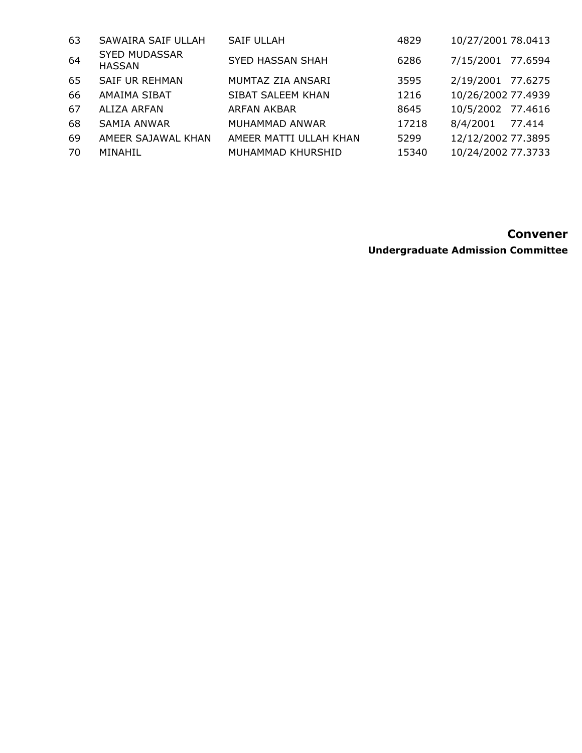| | | | | | |
|---|---|---|---|---|---|
| 63 | SAWAIRA SAIF ULLAH | SAIF ULLAH | 4829 | 10/27/2001 | 78.0413 |
| 64 | SYED MUDASSAR HASSAN | SYED HASSAN SHAH | 6286 | 7/15/2001 | 77.6594 |
| 65 | SAIF UR REHMAN | MUMTAZ ZIA ANSARI | 3595 | 2/19/2001 | 77.6275 |
| 66 | AMAIMA SIBAT | SIBAT SALEEM KHAN | 1216 | 10/26/2002 | 77.4939 |
| 67 | ALIZA ARFAN | ARFAN AKBAR | 8645 | 10/5/2002 | 77.4616 |
| 68 | SAMIA ANWAR | MUHAMMAD ANWAR | 17218 | 8/4/2001 | 77.414 |
| 69 | AMEER SAJAWAL KHAN | AMEER MATTI ULLAH KHAN | 5299 | 12/12/2002 | 77.3895 |
| 70 | MINAHIL | MUHAMMAD KHURSHID | 15340 | 10/24/2002 | 77.3733 |

**Convener**

**Undergraduate Admission Committee**